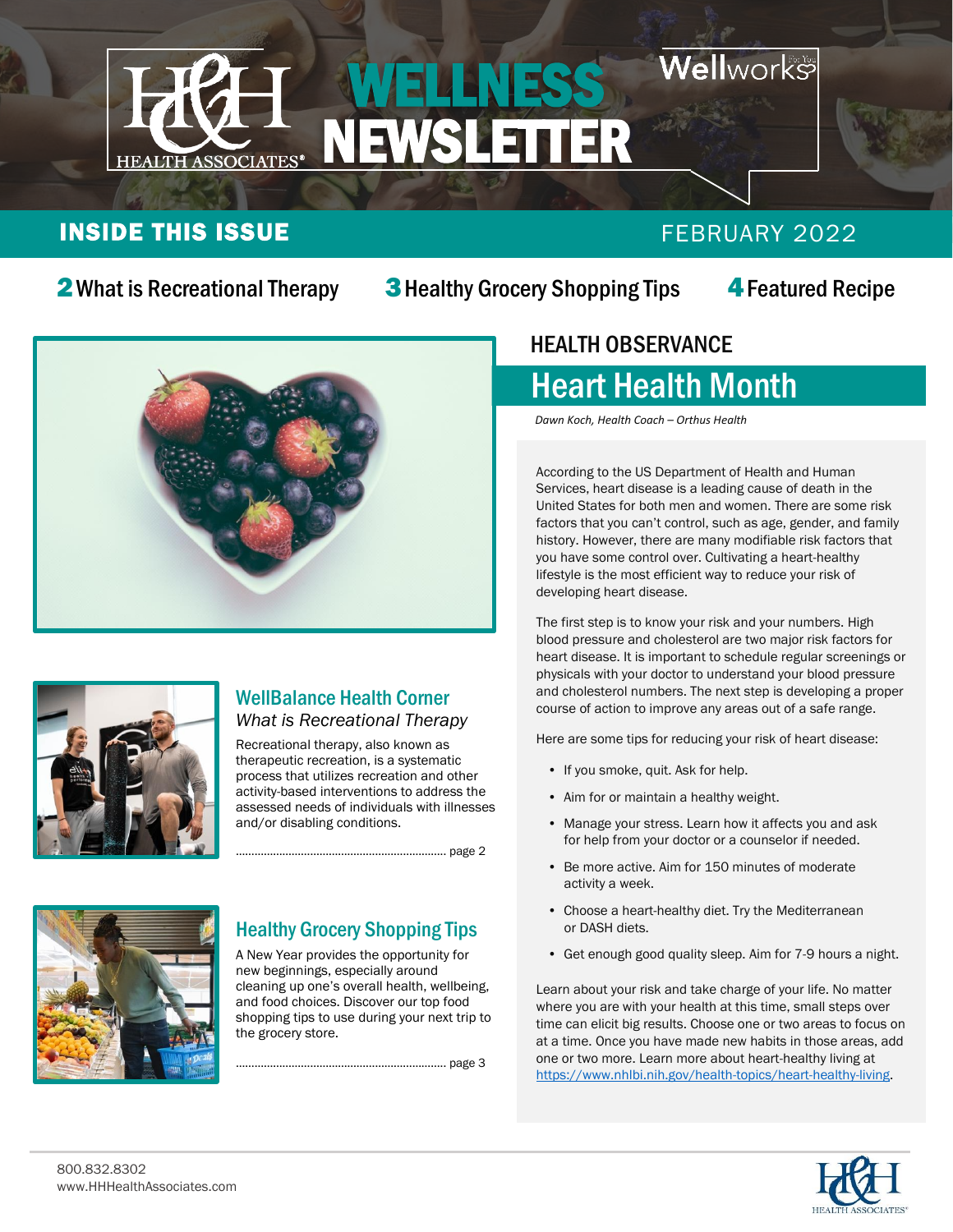# WELLNESS NEWSLETTER

H&H HEALTH ASSOCIATES®

Wellworks For You

## INSIDE THIS ISSUE

FEBRUARY 2022

**2** What is Recreational Therapy

**3** Healthy Grocery Shopping Tips

**4** Featured Recipe

## WellBalance Health Corner

*What is Recreational Therapy*

Recreational therapy, also known as therapeutic recreation, is a systematic process that utilizes recreation and other activity-based interventions to address the assessed needs of individuals with illnesses and/or disabling conditions.

........................................................................ page 2

## Healthy Grocery Shopping Tips

A New Year provides the opportunity for new beginnings, especially around cleaning up one's overall health, wellbeing, and food choices. Discover our top food shopping tips to use during your next trip to the grocery store.

........................................................................ page 3

### HEALTH OBSERVANCE

## Heart Health Month

*Dawn Koch, Health Coach – Orthus Health*

According to the US Department of Health and Human Services, heart disease is a leading cause of death in the United States for both men and women. There are some risk factors that you can't control, such as age, gender, and family history. However, there are many modifiable risk factors that you have some control over. Cultivating a heart-healthy lifestyle is the most efficient way to reduce your risk of developing heart disease.

The first step is to know your risk and your numbers. High blood pressure and cholesterol are two major risk factors for heart disease. It is important to schedule regular screenings or physicals with your doctor to understand your blood pressure and cholesterol numbers. The next step is developing a proper course of action to improve any areas out of a safe range.

Here are some tips for reducing your risk of heart disease:

- If you smoke, quit. Ask for help.
- Aim for or maintain a healthy weight.
- Manage your stress. Learn how it affects you and ask for help from your doctor or a counselor if needed.
- Be more active. Aim for 150 minutes of moderate activity a week.
- Choose a heart-healthy diet. Try the Mediterranean or DASH diets.
- Get enough good quality sleep. Aim for 7-9 hours a night.

Learn about your risk and take charge of your life. No matter where you are with your health at this time, small steps over time can elicit big results. Choose one or two areas to focus on at a time. Once you have made new habits in those areas, add one or two more. Learn more about heart-healthy living at https://www.nhlbi.nih.gov/health-topics/heart-healthy-living.

800.832.8302
www.HHHealthAssociates.com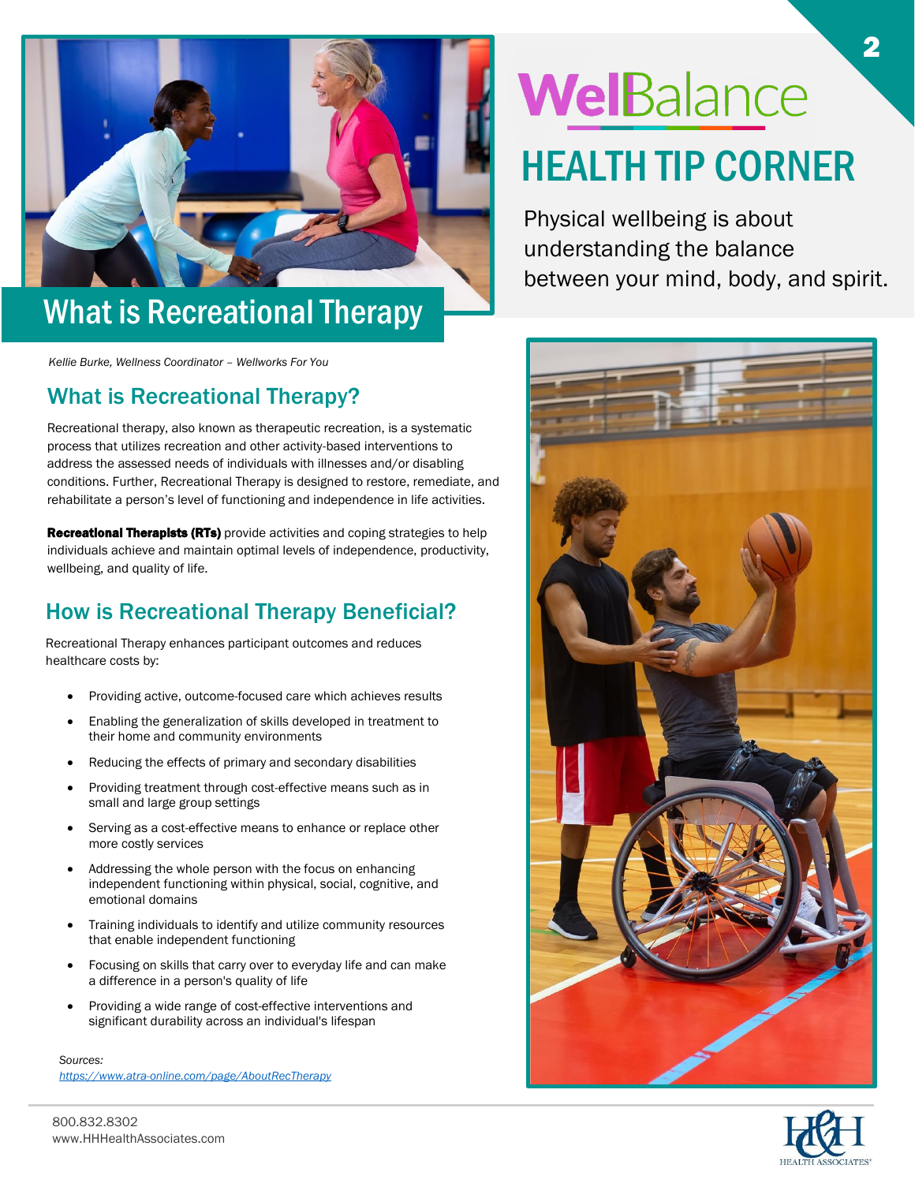# WellBalance

## HEALTH TIP CORNER

Physical wellbeing is about understanding the balance between your mind, body, and spirit.

# What is Recreational Therapy

*Kellie Burke, Wellness Coordinator – Wellworks For You*

## What is Recreational Therapy?

Recreational therapy, also known as therapeutic recreation, is a systematic process that utilizes recreation and other activity-based interventions to address the assessed needs of individuals with illnesses and/or disabling conditions. Further, Recreational Therapy is designed to restore, remediate, and rehabilitate a person's level of functioning and independence in life activities.

**Recreational Therapists (RTs)** provide activities and coping strategies to help individuals achieve and maintain optimal levels of independence, productivity, wellbeing, and quality of life.

## How is Recreational Therapy Beneficial?

Recreational Therapy enhances participant outcomes and reduces healthcare costs by:

- Providing active, outcome-focused care which achieves results
- Enabling the generalization of skills developed in treatment to their home and community environments
- Reducing the effects of primary and secondary disabilities
- Providing treatment through cost-effective means such as in small and large group settings
- Serving as a cost-effective means to enhance or replace other more costly services
- Addressing the whole person with the focus on enhancing independent functioning within physical, social, cognitive, and emotional domains
- Training individuals to identify and utilize community resources that enable independent functioning
- Focusing on skills that carry over to everyday life and can make a difference in a person's quality of life
- Providing a wide range of cost-effective interventions and significant durability across an individual's lifespan

*Sources:*
*https://www.atra-online.com/page/AboutRecTherapy*

800.832.8302
www.HHHealthAssociates.com

H&H HEALTH ASSOCIATES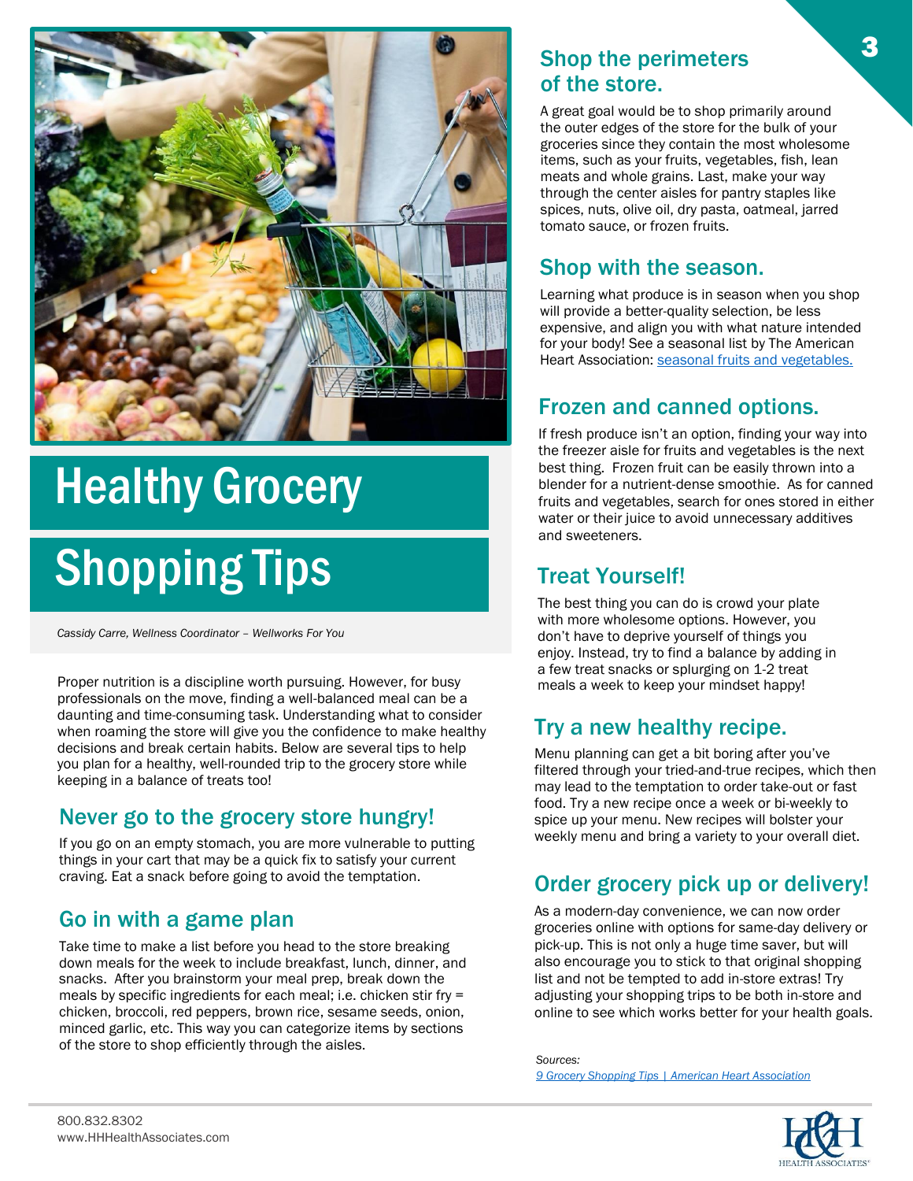# Healthy Grocery Shopping Tips

*Cassidy Carre, Wellness Coordinator – Wellworks For You*

Proper nutrition is a discipline worth pursuing. However, for busy professionals on the move, finding a well-balanced meal can be a daunting and time-consuming task. Understanding what to consider when roaming the store will give you the confidence to make healthy decisions and break certain habits. Below are several tips to help you plan for a healthy, well-rounded trip to the grocery store while keeping in a balance of treats too!

## Never go to the grocery store hungry!

If you go on an empty stomach, you are more vulnerable to putting things in your cart that may be a quick fix to satisfy your current craving. Eat a snack before going to avoid the temptation.

## Go in with a game plan

Take time to make a list before you head to the store breaking down meals for the week to include breakfast, lunch, dinner, and snacks. After you brainstorm your meal prep, break down the meals by specific ingredients for each meal; i.e. chicken stir fry = chicken, broccoli, red peppers, brown rice, sesame seeds, onion, minced garlic, etc. This way you can categorize items by sections of the store to shop efficiently through the aisles.

## Shop the perimeters of the store.

A great goal would be to shop primarily around the outer edges of the store for the bulk of your groceries since they contain the most wholesome items, such as your fruits, vegetables, fish, lean meats and whole grains. Last, make your way through the center aisles for pantry staples like spices, nuts, olive oil, dry pasta, oatmeal, jarred tomato sauce, or frozen fruits.

## Shop with the season.

Learning what produce is in season when you shop will provide a better-quality selection, be less expensive, and align you with what nature intended for your body! See a seasonal list by The American Heart Association: [seasonal fruits and vegetables.]

## Frozen and canned options.

If fresh produce isn't an option, finding your way into the freezer aisle for fruits and vegetables is the next best thing. Frozen fruit can be easily thrown into a blender for a nutrient-dense smoothie. As for canned fruits and vegetables, search for ones stored in either water or their juice to avoid unnecessary additives and sweeteners.

## Treat Yourself!

The best thing you can do is crowd your plate with more wholesome options. However, you don't have to deprive yourself of things you enjoy. Instead, try to find a balance by adding in a few treat snacks or splurging on 1-2 treat meals a week to keep your mindset happy!

## Try a new healthy recipe.

Menu planning can get a bit boring after you've filtered through your tried-and-true recipes, which then may lead to the temptation to order take-out or fast food. Try a new recipe once a week or bi-weekly to spice up your menu. New recipes will bolster your weekly menu and bring a variety to your overall diet.

## Order grocery pick up or delivery!

As a modern-day convenience, we can now order groceries online with options for same-day delivery or pick-up. This is not only a huge time saver, but will also encourage you to stick to that original shopping list and not be tempted to add in-store extras! Try adjusting your shopping trips to be both in-store and online to see which works better for your health goals.

*Sources:*
*9 Grocery Shopping Tips | American Heart Association*

800.832.8302
www.HHHealthAssociates.com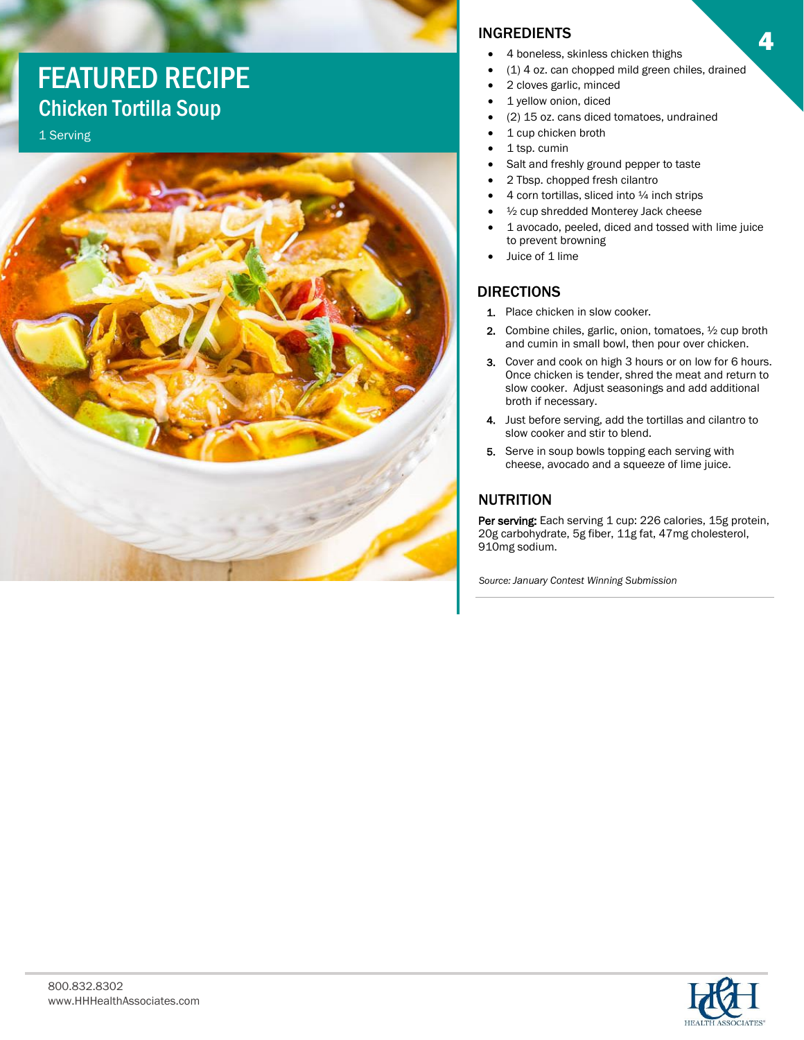# FEATURED RECIPE
## Chicken Tortilla Soup

1 Serving

## INGREDIENTS

- 4 boneless, skinless chicken thighs
- (1) 4 oz. can chopped mild green chiles, drained
- 2 cloves garlic, minced
- 1 yellow onion, diced
- (2) 15 oz. cans diced tomatoes, undrained
- 1 cup chicken broth
- 1 tsp. cumin
- Salt and freshly ground pepper to taste
- 2 Tbsp. chopped fresh cilantro
- 4 corn tortillas, sliced into ¼ inch strips
- ½ cup shredded Monterey Jack cheese
- 1 avocado, peeled, diced and tossed with lime juice to prevent browning
- Juice of 1 lime

## DIRECTIONS

1. Place chicken in slow cooker.
2. Combine chiles, garlic, onion, tomatoes, ½ cup broth and cumin in small bowl, then pour over chicken.
3. Cover and cook on high 3 hours or on low for 6 hours. Once chicken is tender, shred the meat and return to slow cooker. Adjust seasonings and add additional broth if necessary.
4. Just before serving, add the tortillas and cilantro to slow cooker and stir to blend.
5. Serve in soup bowls topping each serving with cheese, avocado and a squeeze of lime juice.

## NUTRITION

**Per serving:** Each serving 1 cup: 226 calories, 15g protein, 20g carbohydrate, 5g fiber, 11g fat, 47mg cholesterol, 910mg sodium.

*Source: January Contest Winning Submission*

800.832.8302
www.HHHealthAssociates.com